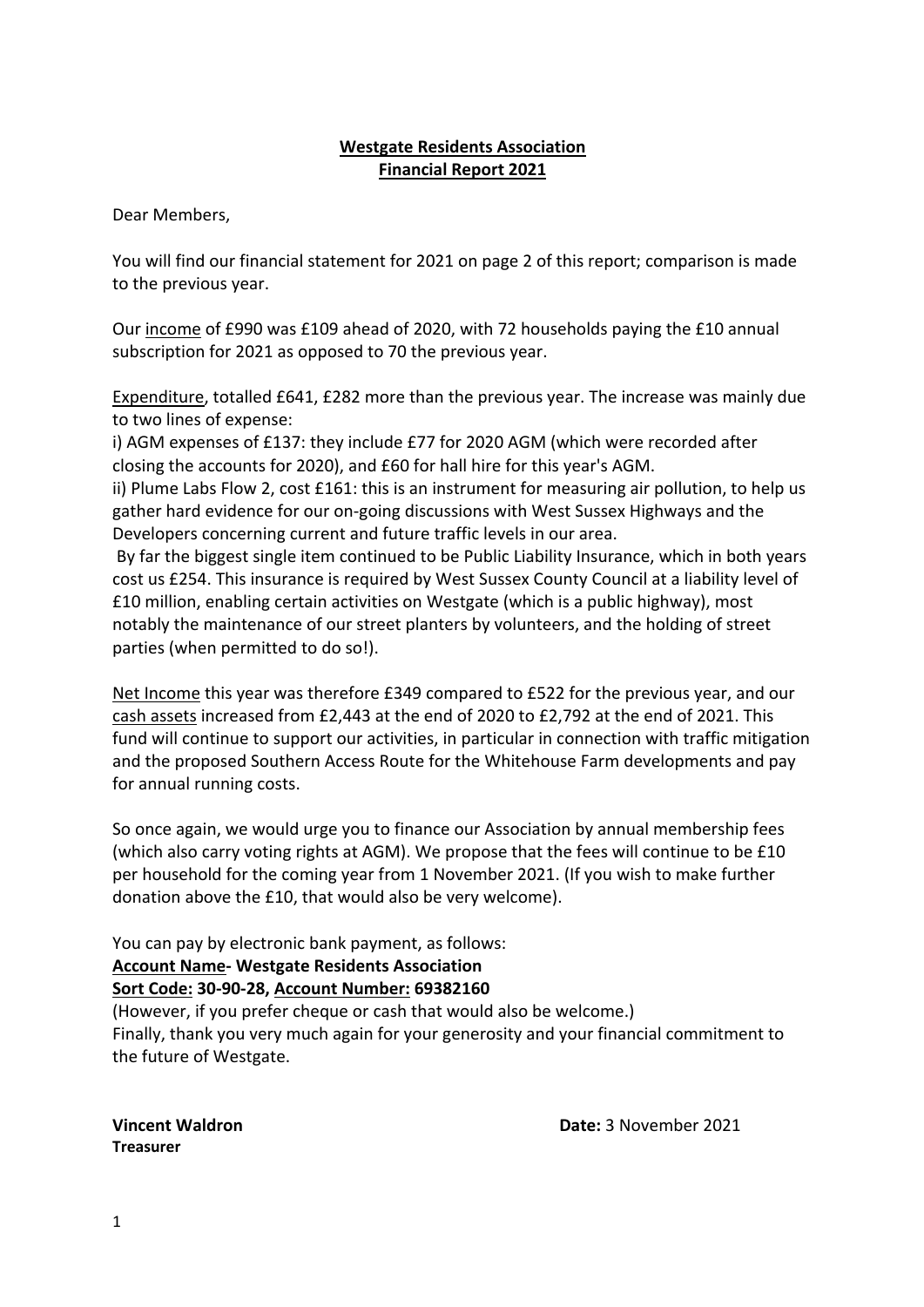**Westgate Residents Association**
**Financial Report 2021**

Dear Members,

You will find our financial statement for 2021 on page 2 of this report; comparison is made to the previous year.

Our income of £990 was £109 ahead of 2020, with 72 households paying the £10 annual subscription for 2021 as opposed to 70 the previous year.

Expenditure, totalled £641, £282 more than the previous year. The increase was mainly due to two lines of expense:
i) AGM expenses of £137: they include £77 for 2020 AGM (which were recorded after closing the accounts for 2020), and £60 for hall hire for this year's AGM.
ii) Plume Labs Flow 2, cost £161: this is an instrument for measuring air pollution, to help us gather hard evidence for our on-going discussions with West Sussex Highways and the Developers concerning current and future traffic levels in our area.
By far the biggest single item continued to be Public Liability Insurance, which in both years cost us £254. This insurance is required by West Sussex County Council at a liability level of £10 million, enabling certain activities on Westgate (which is a public highway), most notably the maintenance of our street planters by volunteers, and the holding of street parties (when permitted to do so!).

Net Income this year was therefore £349 compared to £522 for the previous year, and our cash assets increased from £2,443 at the end of 2020 to £2,792 at the end of 2021. This fund will continue to support our activities, in particular in connection with traffic mitigation and the proposed Southern Access Route for the Whitehouse Farm developments and pay for annual running costs.

So once again, we would urge you to finance our Association by annual membership fees (which also carry voting rights at AGM). We propose that the fees will continue to be £10 per household for the coming year from 1 November 2021. (If you wish to make further donation above the £10, that would also be very welcome).

You can pay by electronic bank payment, as follows:
**Account Name- Westgate Residents Association**
**Sort Code: 30-90-28, Account Number: 69382160**
(However, if you prefer cheque or cash that would also be welcome.)
Finally, thank you very much again for your generosity and your financial commitment to the future of Westgate.

**Vincent Waldron**
**Treasurer**

**Date:** 3 November 2021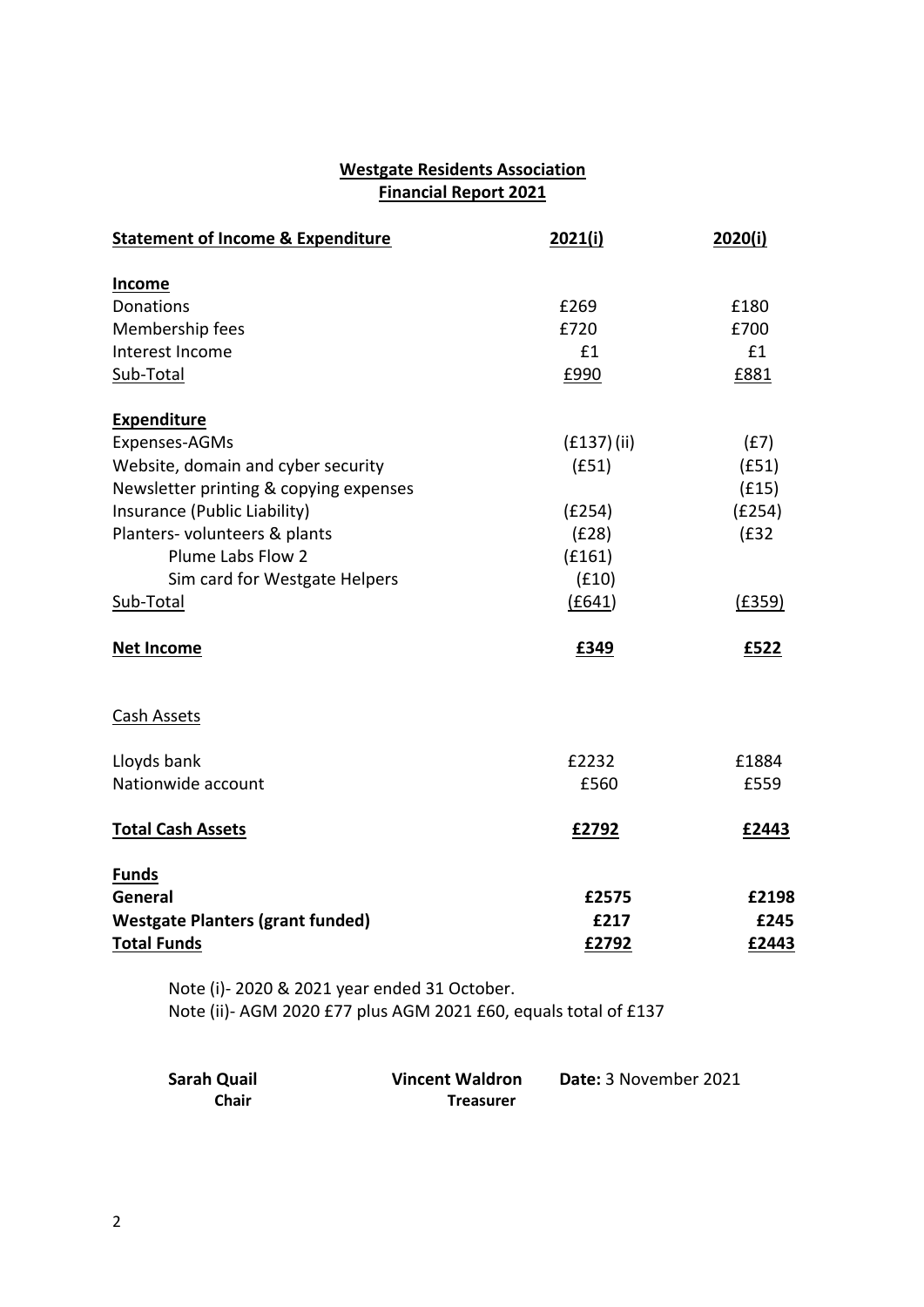**Westgate Residents Association**
**Financial Report 2021**

| **Statement of Income & Expenditure** | **2021(i)** | **2020(i)** |
|---|---|---|
| **Income** | | |
| Donations | £269 | £180 |
| Membership fees | £720 | £700 |
| Interest Income | £1 | £1 |
| Sub-Total | £990 | £881 |
| **Expenditure** | | |
| Expenses-AGMs | (£137) (ii) | (£7) |
| Website, domain and cyber security | (£51) | (£51) |
| Newsletter printing & copying expenses | | (£15) |
| Insurance (Public Liability) | (£254) | (£254) |
| Planters- volunteers & plants | (£28) | (£32 |
| Plume Labs Flow 2 | (£161) | |
| Sim card for Westgate Helpers | (£10) | |
| Sub-Total | (£641) | (£359) |
| **Net Income** | **£349** | **£522** |
| Cash Assets | | |
| Lloyds bank | £2232 | £1884 |
| Nationwide account | £560 | £559 |
| **Total Cash Assets** | **£2792** | **£2443** |
| **Funds** | | |
| **General** | **£2575** | **£2198** |
| **Westgate Planters (grant funded)** | **£217** | **£245** |
| **Total Funds** | **£2792** | **£2443** |

Note (i)- 2020 & 2021 year ended 31 October.
Note (ii)- AGM 2020 £77 plus AGM 2021 £60, equals total of £137

**Sarah Quail**
**Chair**

**Vincent Waldron**
**Treasurer**

**Date:** 3 November 2021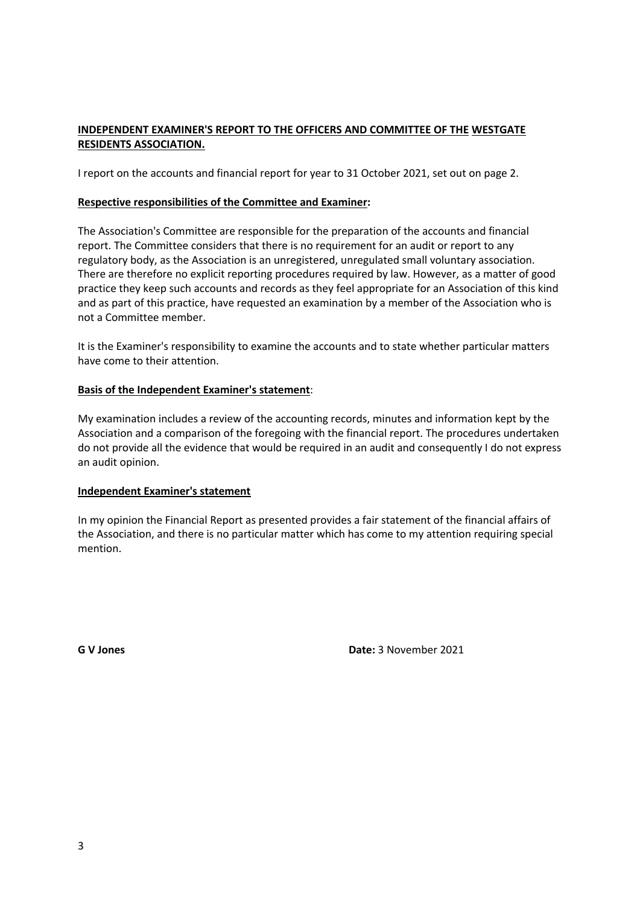## **INDEPENDENT EXAMINER'S REPORT TO THE OFFICERS AND COMMITTEE OF THE WESTGATE RESIDENTS ASSOCIATION.**

I report on the accounts and financial report for year to 31 October 2021, set out on page 2.

**Respective responsibilities of the Committee and Examiner:**

The Association's Committee are responsible for the preparation of the accounts and financial report. The Committee considers that there is no requirement for an audit or report to any regulatory body, as the Association is an unregistered, unregulated small voluntary association. There are therefore no explicit reporting procedures required by law. However, as a matter of good practice they keep such accounts and records as they feel appropriate for an Association of this kind and as part of this practice, have requested an examination by a member of the Association who is not a Committee member.

It is the Examiner's responsibility to examine the accounts and to state whether particular matters have come to their attention.

**Basis of the Independent Examiner's statement**:

My examination includes a review of the accounting records, minutes and information kept by the Association and a comparison of the foregoing with the financial report. The procedures undertaken do not provide all the evidence that would be required in an audit and consequently I do not express an audit opinion.

**Independent Examiner's statement**

In my opinion the Financial Report as presented provides a fair statement of the financial affairs of the Association, and there is no particular matter which has come to my attention requiring special mention.

**G V Jones** **Date:** 3 November 2021